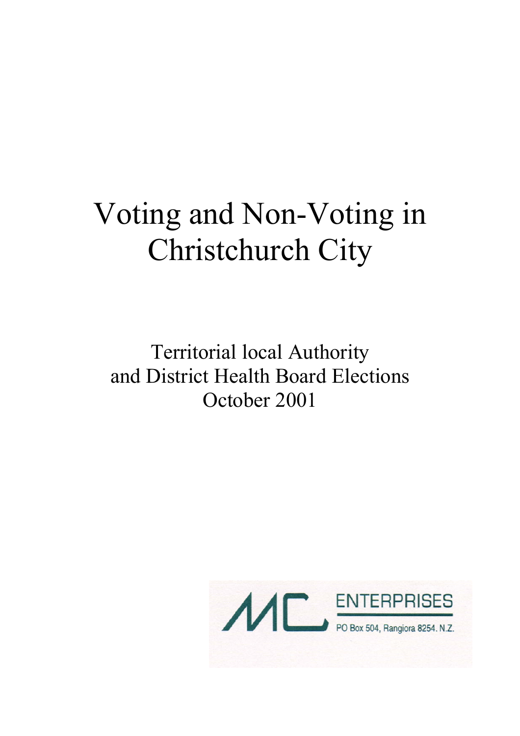# Voting and Non-Voting in Christchurch City

## Territorial local Authority and District Health Board Elections October 2001

MC ENTERPRISES

PO Box 504, Rangiora 8254. N.Z.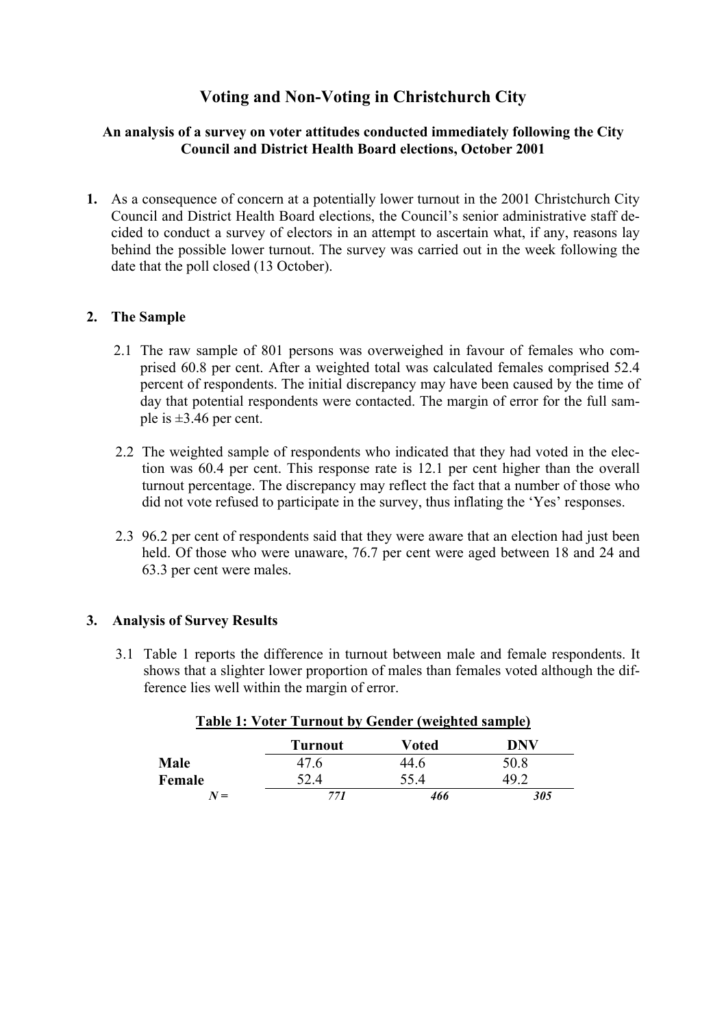# Voting and Non-Voting in Christchurch City

### An analysis of a survey on voter attitudes conducted immediately following the City Council and District Health Board elections, October 2001

**1.** As a consequence of concern at a potentially lower turnout in the 2001 Christchurch City Council and District Health Board elections, the Council's senior administrative staff decided to conduct a survey of electors in an attempt to ascertain what, if any, reasons lay behind the possible lower turnout. The survey was carried out in the week following the date that the poll closed (13 October).

## 2. The Sample

2.1 The raw sample of 801 persons was overweighed in favour of females who comprised 60.8 per cent. After a weighted total was calculated females comprised 52.4 percent of respondents. The initial discrepancy may have been caused by the time of day that potential respondents were contacted. The margin of error for the full sample is ±3.46 per cent.

2.2 The weighted sample of respondents who indicated that they had voted in the election was 60.4 per cent. This response rate is 12.1 per cent higher than the overall turnout percentage. The discrepancy may reflect the fact that a number of those who did not vote refused to participate in the survey, thus inflating the 'Yes' responses.

2.3 96.2 per cent of respondents said that they were aware that an election had just been held. Of those who were unaware, 76.7 per cent were aged between 18 and 24 and 63.3 per cent were males.

## 3. Analysis of Survey Results

3.1 Table 1 reports the difference in turnout between male and female respondents. It shows that a slighter lower proportion of males than females voted although the difference lies well within the margin of error.

**Table 1: Voter Turnout by Gender (weighted sample)**

| | Turnout | Voted | DNV |
|---|---|---|---|
| **Male** | 47.6 | 44.6 | 50.8 |
| **Female** | 52.4 | 55.4 | 49.2 |
| ***N =*** | *771* | *466* | *305* |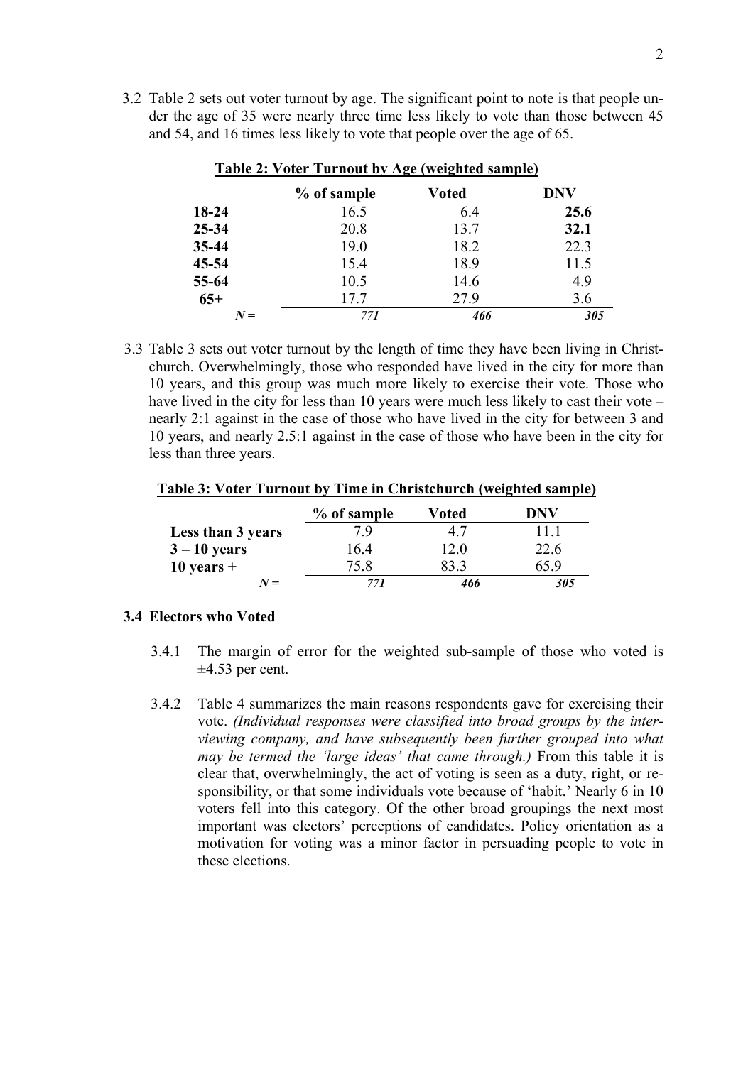3.2 Table 2 sets out voter turnout by age. The significant point to note is that people under the age of 35 were nearly three time less likely to vote than those between 45 and 54, and 16 times less likely to vote that people over the age of 65.

**Table 2: Voter Turnout by Age (weighted sample)**

| | % of sample | Voted | DNV |
|---|---|---|---|
| **18-24** | 16.5 | 6.4 | **25.6** |
| **25-34** | 20.8 | 13.7 | **32.1** |
| **35-44** | 19.0 | 18.2 | 22.3 |
| **45-54** | 15.4 | 18.9 | 11.5 |
| **55-64** | 10.5 | 14.6 | 4.9 |
| **65+** | 17.7 | 27.9 | 3.6 |
| *N =* | *771* | *466* | *305* |

3.3 Table 3 sets out voter turnout by the length of time they have been living in Christchurch. Overwhelmingly, those who responded have lived in the city for more than 10 years, and this group was much more likely to exercise their vote. Those who have lived in the city for less than 10 years were much less likely to cast their vote – nearly 2:1 against in the case of those who have lived in the city for between 3 and 10 years, and nearly 2.5:1 against in the case of those who have been in the city for less than three years.

**Table 3: Voter Turnout by Time in Christchurch (weighted sample)**

| | % of sample | Voted | DNV |
|---|---|---|---|
| **Less than 3 years** | 7.9 | 4.7 | 11.1 |
| **3 – 10 years** | 16.4 | 12.0 | 22.6 |
| **10 years +** | 75.8 | 83.3 | 65.9 |
| *N =* | *771* | *466* | *305* |

### 3.4 Electors who Voted

3.4.1 The margin of error for the weighted sub-sample of those who voted is ±4.53 per cent.

3.4.2 Table 4 summarizes the main reasons respondents gave for exercising their vote. *(Individual responses were classified into broad groups by the interviewing company, and have subsequently been further grouped into what may be termed the 'large ideas' that came through.)* From this table it is clear that, overwhelmingly, the act of voting is seen as a duty, right, or responsibility, or that some individuals vote because of 'habit.' Nearly 6 in 10 voters fell into this category. Of the other broad groupings the next most important was electors' perceptions of candidates. Policy orientation as a motivation for voting was a minor factor in persuading people to vote in these elections.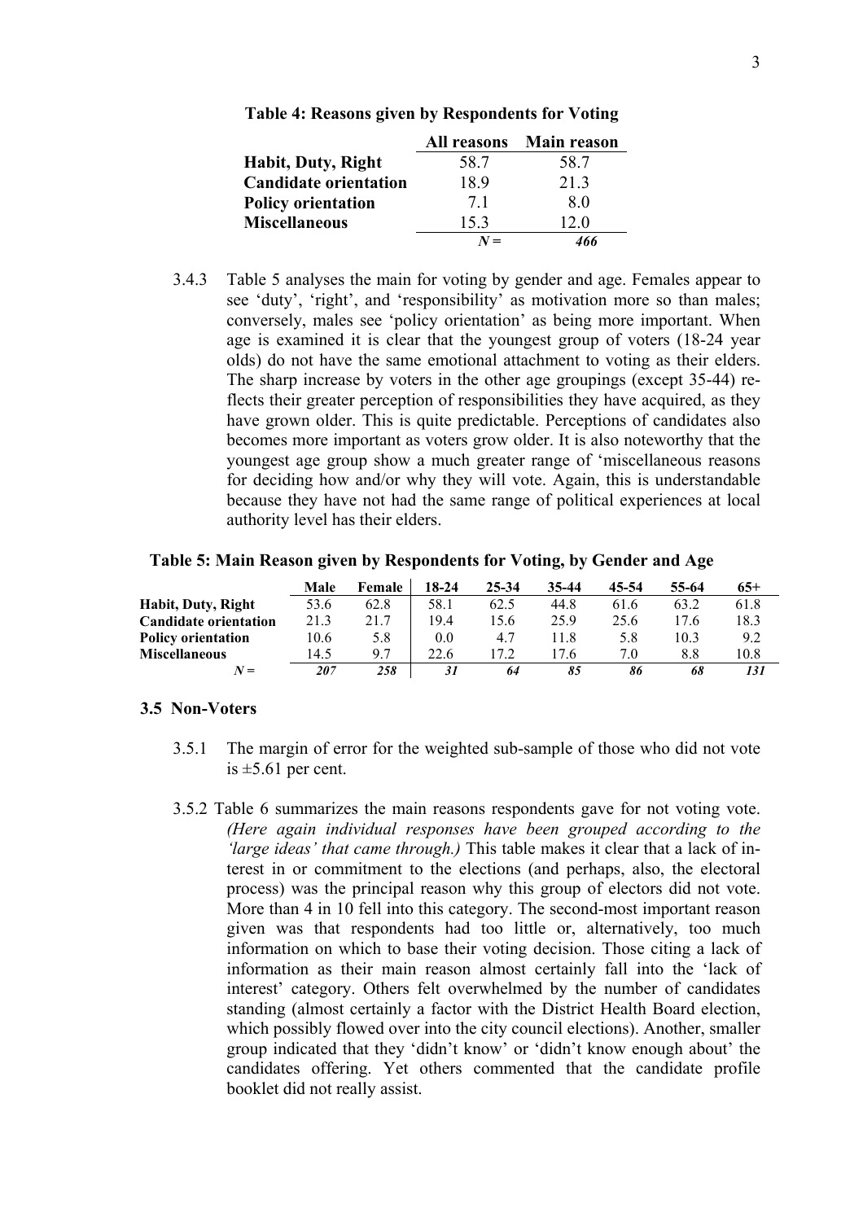**Table 4: Reasons given by Respondents for Voting**

| | All reasons | Main reason |
|---|---|---|
| **Habit, Duty, Right** | 58.7 | 58.7 |
| **Candidate orientation** | 18.9 | 21.3 |
| **Policy orientation** | 7.1 | 8.0 |
| **Miscellaneous** | 15.3 | 12.0 |
| | *N =* | *466* |

3.4.3 Table 5 analyses the main for voting by gender and age. Females appear to see 'duty', 'right', and 'responsibility' as motivation more so than males; conversely, males see 'policy orientation' as being more important. When age is examined it is clear that the youngest group of voters (18-24 year olds) do not have the same emotional attachment to voting as their elders. The sharp increase by voters in the other age groupings (except 35-44) reflects their greater perception of responsibilities they have acquired, as they have grown older. This is quite predictable. Perceptions of candidates also becomes more important as voters grow older. It is also noteworthy that the youngest age group show a much greater range of 'miscellaneous reasons for deciding how and/or why they will vote. Again, this is understandable because they have not had the same range of political experiences at local authority level has their elders.

**Table 5: Main Reason given by Respondents for Voting, by Gender and Age**

| | Male | Female | 18-24 | 25-34 | 35-44 | 45-54 | 55-64 | 65+ |
|---|---|---|---|---|---|---|---|---|
| **Habit, Duty, Right** | 53.6 | 62.8 | 58.1 | 62.5 | 44.8 | 61.6 | 63.2 | 61.8 |
| **Candidate orientation** | 21.3 | 21.7 | 19.4 | 15.6 | 25.9 | 25.6 | 17.6 | 18.3 |
| **Policy orientation** | 10.6 | 5.8 | 0.0 | 4.7 | 11.8 | 5.8 | 10.3 | 9.2 |
| **Miscellaneous** | 14.5 | 9.7 | 22.6 | 17.2 | 17.6 | 7.0 | 8.8 | 10.8 |
| *N =* | *207* | *258* | *31* | *64* | *85* | *86* | *68* | *131* |

### 3.5 Non-Voters

3.5.1 The margin of error for the weighted sub-sample of those who did not vote is ±5.61 per cent.

3.5.2 Table 6 summarizes the main reasons respondents gave for not voting vote. *(Here again individual responses have been grouped according to the 'large ideas' that came through.)* This table makes it clear that a lack of interest in or commitment to the elections (and perhaps, also, the electoral process) was the principal reason why this group of electors did not vote. More than 4 in 10 fell into this category. The second-most important reason given was that respondents had too little or, alternatively, too much information on which to base their voting decision. Those citing a lack of information as their main reason almost certainly fall into the 'lack of interest' category. Others felt overwhelmed by the number of candidates standing (almost certainly a factor with the District Health Board election, which possibly flowed over into the city council elections). Another, smaller group indicated that they 'didn't know' or 'didn't know enough about' the candidates offering. Yet others commented that the candidate profile booklet did not really assist.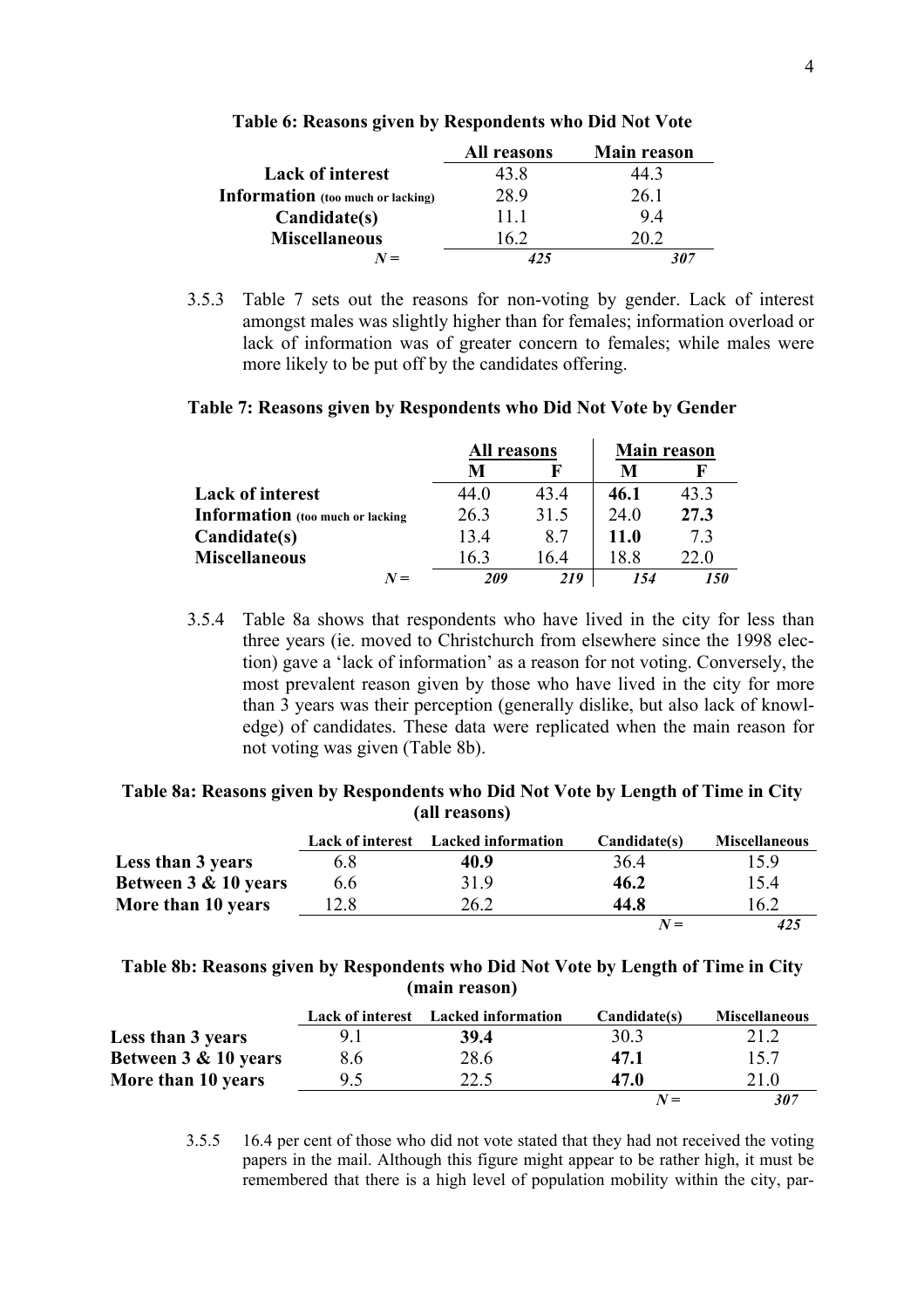**Table 6: Reasons given by Respondents who Did Not Vote**

| | All reasons | Main reason |
|---|---|---|
| **Lack of interest** | 43.8 | 44.3 |
| **Information** (too much or lacking) | 28.9 | 26.1 |
| **Candidate(s)** | 11.1 | 9.4 |
| **Miscellaneous** | 16.2 | 20.2 |
| *N* = | *425* | *307* |

3.5.3 Table 7 sets out the reasons for non-voting by gender. Lack of interest amongst males was slightly higher than for females; information overload or lack of information was of greater concern to females; while males were more likely to be put off by the candidates offering.

**Table 7: Reasons given by Respondents who Did Not Vote by Gender**

| | All reasons | | Main reason | |
|---|---|---|---|---|
| | **M** | **F** | **M** | **F** |
| **Lack of interest** | 44.0 | 43.4 | **46.1** | 43.3 |
| **Information** (too much or lacking | 26.3 | 31.5 | 24.0 | **27.3** |
| **Candidate(s)** | 13.4 | 8.7 | **11.0** | 7.3 |
| **Miscellaneous** | 16.3 | 16.4 | 18.8 | 22.0 |
| *N* = | *209* | *219* | *154* | *150* |

3.5.4 Table 8a shows that respondents who have lived in the city for less than three years (ie. moved to Christchurch from elsewhere since the 1998 election) gave a 'lack of information' as a reason for not voting. Conversely, the most prevalent reason given by those who have lived in the city for more than 3 years was their perception (generally dislike, but also lack of knowledge) of candidates. These data were replicated when the main reason for not voting was given (Table 8b).

**Table 8a: Reasons given by Respondents who Did Not Vote by Length of Time in City (all reasons)**

| | Lack of interest | Lacked information | Candidate(s) | Miscellaneous |
|---|---|---|---|---|
| **Less than 3 years** | 6.8 | **40.9** | 36.4 | 15.9 |
| **Between 3 & 10 years** | 6.6 | 31.9 | **46.2** | 15.4 |
| **More than 10 years** | 12.8 | 26.2 | **44.8** | 16.2 |
| | | | *N* = | *425* |

**Table 8b: Reasons given by Respondents who Did Not Vote by Length of Time in City (main reason)**

| | Lack of interest | Lacked information | Candidate(s) | Miscellaneous |
|---|---|---|---|---|
| **Less than 3 years** | 9.1 | **39.4** | 30.3 | 21.2 |
| **Between 3 & 10 years** | 8.6 | 28.6 | **47.1** | 15.7 |
| **More than 10 years** | 9.5 | 22.5 | **47.0** | 21.0 |
| | | | *N* = | *307* |

3.5.5 16.4 per cent of those who did not vote stated that they had not received the voting papers in the mail. Although this figure might appear to be rather high, it must be remembered that there is a high level of population mobility within the city, par-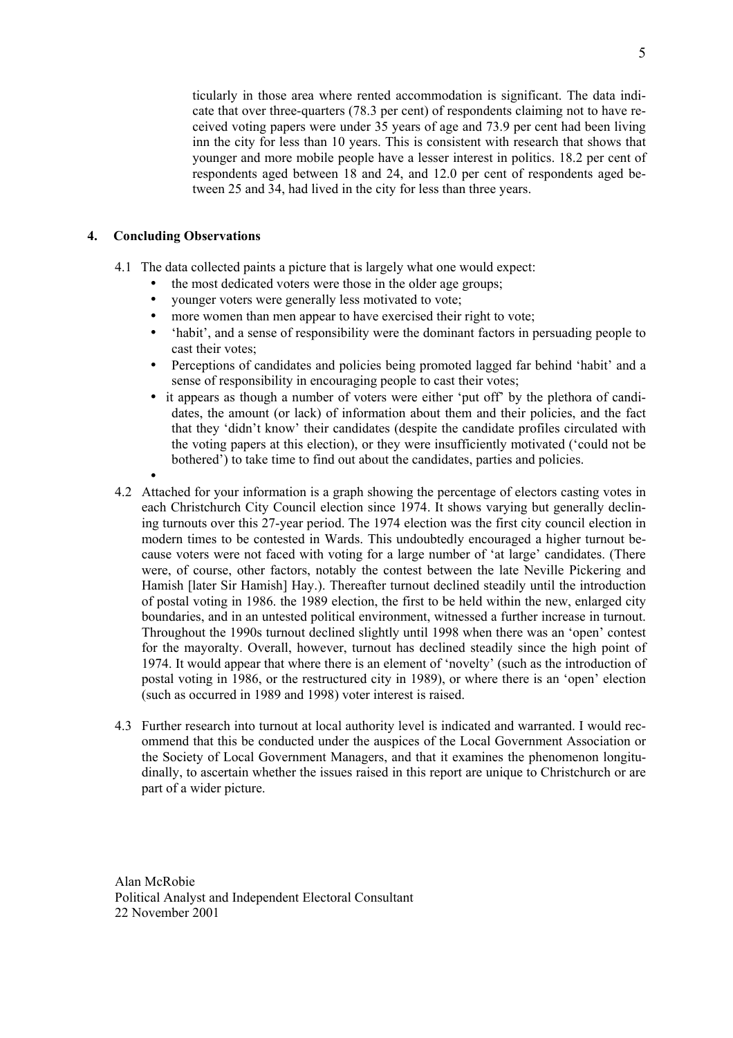ticularly in those area where rented accommodation is significant. The data indicate that over three-quarters (78.3 per cent) of respondents claiming not to have received voting papers were under 35 years of age and 73.9 per cent had been living inn the city for less than 10 years. This is consistent with research that shows that younger and more mobile people have a lesser interest in politics. 18.2 per cent of respondents aged between 18 and 24, and 12.0 per cent of respondents aged between 25 and 34, had lived in the city for less than three years.

## 4. Concluding Observations

4.1 The data collected paints a picture that is largely what one would expect:

- the most dedicated voters were those in the older age groups;
- younger voters were generally less motivated to vote;
- more women than men appear to have exercised their right to vote;
- 'habit', and a sense of responsibility were the dominant factors in persuading people to cast their votes;
- Perceptions of candidates and policies being promoted lagged far behind 'habit' and a sense of responsibility in encouraging people to cast their votes;
- it appears as though a number of voters were either 'put off' by the plethora of candidates, the amount (or lack) of information about them and their policies, and the fact that they 'didn't know' their candidates (despite the candidate profiles circulated with the voting papers at this election), or they were insufficiently motivated ('could not be bothered') to take time to find out about the candidates, parties and policies.
-

4.2 Attached for your information is a graph showing the percentage of electors casting votes in each Christchurch City Council election since 1974. It shows varying but generally declining turnouts over this 27-year period. The 1974 election was the first city council election in modern times to be contested in Wards. This undoubtedly encouraged a higher turnout because voters were not faced with voting for a large number of 'at large' candidates. (There were, of course, other factors, notably the contest between the late Neville Pickering and Hamish [later Sir Hamish] Hay.). Thereafter turnout declined steadily until the introduction of postal voting in 1986. the 1989 election, the first to be held within the new, enlarged city boundaries, and in an untested political environment, witnessed a further increase in turnout. Throughout the 1990s turnout declined slightly until 1998 when there was an 'open' contest for the mayoralty. Overall, however, turnout has declined steadily since the high point of 1974. It would appear that where there is an element of 'novelty' (such as the introduction of postal voting in 1986, or the restructured city in 1989), or where there is an 'open' election (such as occurred in 1989 and 1998) voter interest is raised.

4.3 Further research into turnout at local authority level is indicated and warranted. I would recommend that this be conducted under the auspices of the Local Government Association or the Society of Local Government Managers, and that it examines the phenomenon longitudinally, to ascertain whether the issues raised in this report are unique to Christchurch or are part of a wider picture.

Alan McRobie
Political Analyst and Independent Electoral Consultant
22 November 2001